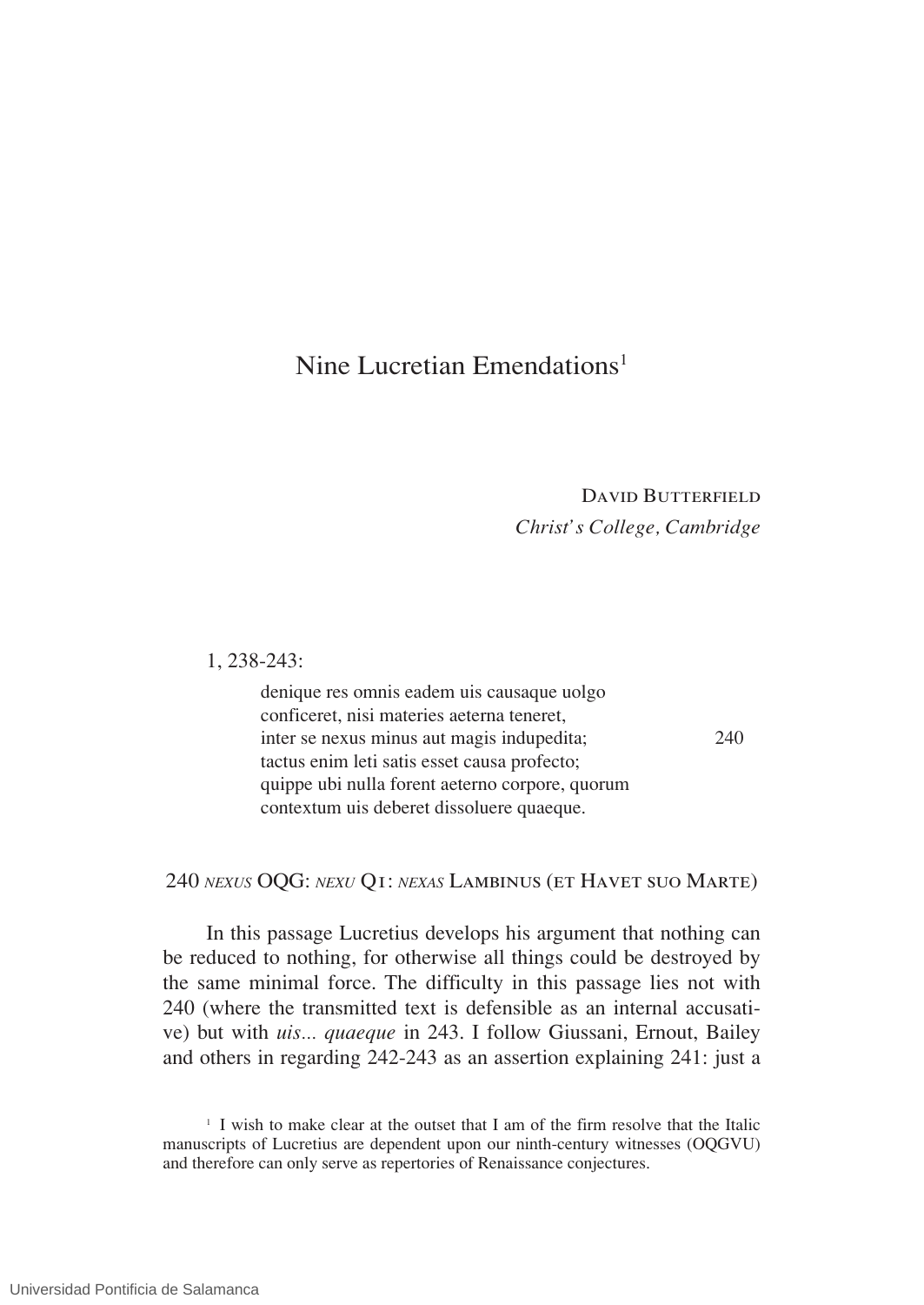# Nine Lucretian Emendations[1]

David Butterfield
*Christ's College, Cambridge*

1, 238-243:

> denique res omnis eadem uis causaque uolgo
> conficeret, nisi materies aeterna teneret,
> inter se nexus minus aut magis indupedita; 240
> tactus enim leti satis esset causa profecto;
> quippe ubi nulla forent aeterno corpore, quorum
> contextum uis deberet dissoluere quaeque.

240 *nexus* OQG: *nexu* Q1: *nexas* Lambinus (et Havet suo Marte)

In this passage Lucretius develops his argument that nothing can be reduced to nothing, for otherwise all things could be destroyed by the same minimal force. The difficulty in this passage lies not with 240 (where the transmitted text is defensible as an internal accusative) but with *uis... quaeque* in 243. I follow Giussani, Ernout, Bailey and others in regarding 242-243 as an assertion explaining 241: just a

[1] I wish to make clear at the outset that I am of the firm resolve that the Italic manuscripts of Lucretius are dependent upon our ninth-century witnesses (OQGVU) and therefore can only serve as repertories of Renaissance conjectures.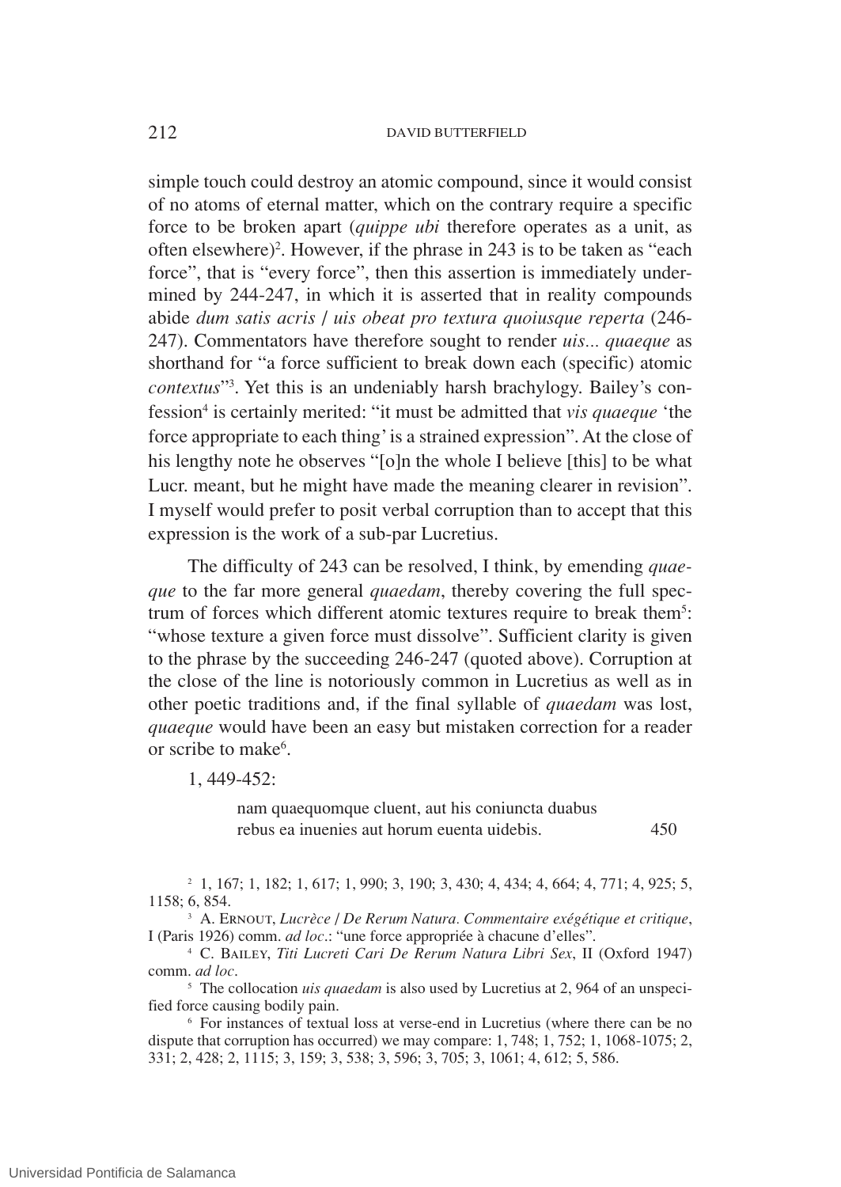simple touch could destroy an atomic compound, since it would consist of no atoms of eternal matter, which on the contrary require a specific force to be broken apart (*quippe ubi* therefore operates as a unit, as often elsewhere)[2]. However, if the phrase in 243 is to be taken as "each force", that is "every force", then this assertion is immediately undermined by 244-247, in which it is asserted that in reality compounds abide *dum satis acris* / *uis obeat pro textura quoiusque reperta* (246-247). Commentators have therefore sought to render *uis... quaeque* as shorthand for "a force sufficient to break down each (specific) atomic *contextus*"[3]. Yet this is an undeniably harsh brachylogy. Bailey's confession[4] is certainly merited: "it must be admitted that *vis quaeque* 'the force appropriate to each thing' is a strained expression". At the close of his lengthy note he observes "[o]n the whole I believe [this] to be what Lucr. meant, but he might have made the meaning clearer in revision". I myself would prefer to posit verbal corruption than to accept that this expression is the work of a sub-par Lucretius.

The difficulty of 243 can be resolved, I think, by emending *quaeque* to the far more general *quaedam*, thereby covering the full spectrum of forces which different atomic textures require to break them[5]: "whose texture a given force must dissolve". Sufficient clarity is given to the phrase by the succeeding 246-247 (quoted above). Corruption at the close of the line is notoriously common in Lucretius as well as in other poetic traditions and, if the final syllable of *quaedam* was lost, *quaeque* would have been an easy but mistaken correction for a reader or scribe to make[6].

1, 449-452:

> nam quaequomque cluent, aut his coniuncta duabus
> rebus ea inuenies aut horum euenta uidebis. 450

[2] 1, 167; 1, 182; 1, 617; 1, 990; 3, 190; 3, 430; 4, 434; 4, 664; 4, 771; 4, 925; 5, 1158; 6, 854.

[3] A. Ernout, *Lucrèce / De Rerum Natura. Commentaire exégétique et critique*, I (Paris 1926) comm. *ad loc*.: "une force appropriée à chacune d'elles".

[4] C. Bailey, *Titi Lucreti Cari De Rerum Natura Libri Sex*, II (Oxford 1947) comm. *ad loc*.

[5] The collocation *uis quaedam* is also used by Lucretius at 2, 964 of an unspecified force causing bodily pain.

[6] For instances of textual loss at verse-end in Lucretius (where there can be no dispute that corruption has occurred) we may compare: 1, 748; 1, 752; 1, 1068-1075; 2, 331; 2, 428; 2, 1115; 3, 159; 3, 538; 3, 596; 3, 705; 3, 1061; 4, 612; 5, 586.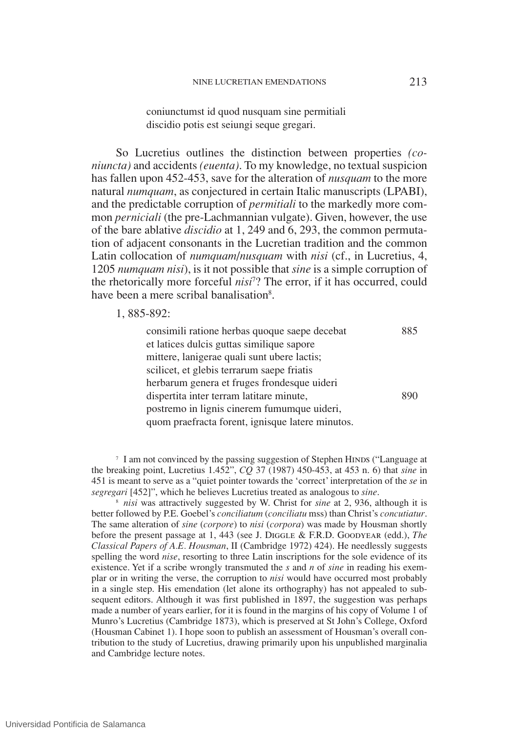coniunctumst id quod nusquam sine permitiali
discidio potis est seiungi seque gregari.

So Lucretius outlines the distinction between properties *(coniuncta)* and accidents *(euenta)*. To my knowledge, no textual suspicion has fallen upon 452-453, save for the alteration of *nusquam* to the more natural *numquam*, as conjectured in certain Italic manuscripts (LPABI), and the predictable corruption of *permitiali* to the markedly more common *perniciali* (the pre-Lachmannian vulgate). Given, however, the use of the bare ablative *discidio* at 1, 249 and 6, 293, the common permutation of adjacent consonants in the Lucretian tradition and the common Latin collocation of *numquam*/*nusquam* with *nisi* (cf., in Lucretius, 4, 1205 *numquam nisi*), is it not possible that *sine* is a simple corruption of the rhetorically more forceful *nisi*[7]? The error, if it has occurred, could have been a mere scribal banalisation[8].

1, 885-892:

consimili ratione herbas quoque saepe decebat 885
et latices dulcis guttas similique sapore
mittere, lanigerae quali sunt ubere lactis;
scilicet, et glebis terrarum saepe friatis
herbarum genera et fruges frondesque uideri
dispertita inter terram latitare minute, 890
postremo in lignis cinerem fumumque uideri,
quom praefracta forent, ignisque latere minutos.

[7] I am not convinced by the passing suggestion of Stephen Hinds ("Language at the breaking point, Lucretius 1.452", *CQ* 37 (1987) 450-453, at 453 n. 6) that *sine* in 451 is meant to serve as a "quiet pointer towards the 'correct' interpretation of the *se* in *segregari* [452]", which he believes Lucretius treated as analogous to *sine*.

[8] *nisi* was attractively suggested by W. Christ for *sine* at 2, 936, although it is better followed by P.E. Goebel's *conciliatum* (*conciliatu* mss) than Christ's *concutiatur*. The same alteration of *sine* (*corpore*) to *nisi* (*corpora*) was made by Housman shortly before the present passage at 1, 443 (see J. Diggle & F.R.D. Goodyear (edd.), *The Classical Papers of A.E. Housman*, II (Cambridge 1972) 424). He needlessly suggests spelling the word *nise*, resorting to three Latin inscriptions for the sole evidence of its existence. Yet if a scribe wrongly transmuted the *s* and *n* of *sine* in reading his exemplar or in writing the verse, the corruption to *nisi* would have occurred most probably in a single step. His emendation (let alone its orthography) has not appealed to subsequent editors. Although it was first published in 1897, the suggestion was perhaps made a number of years earlier, for it is found in the margins of his copy of Volume 1 of Munro's Lucretius (Cambridge 1873), which is preserved at St John's College, Oxford (Housman Cabinet 1). I hope soon to publish an assessment of Housman's overall contribution to the study of Lucretius, drawing primarily upon his unpublished marginalia and Cambridge lecture notes.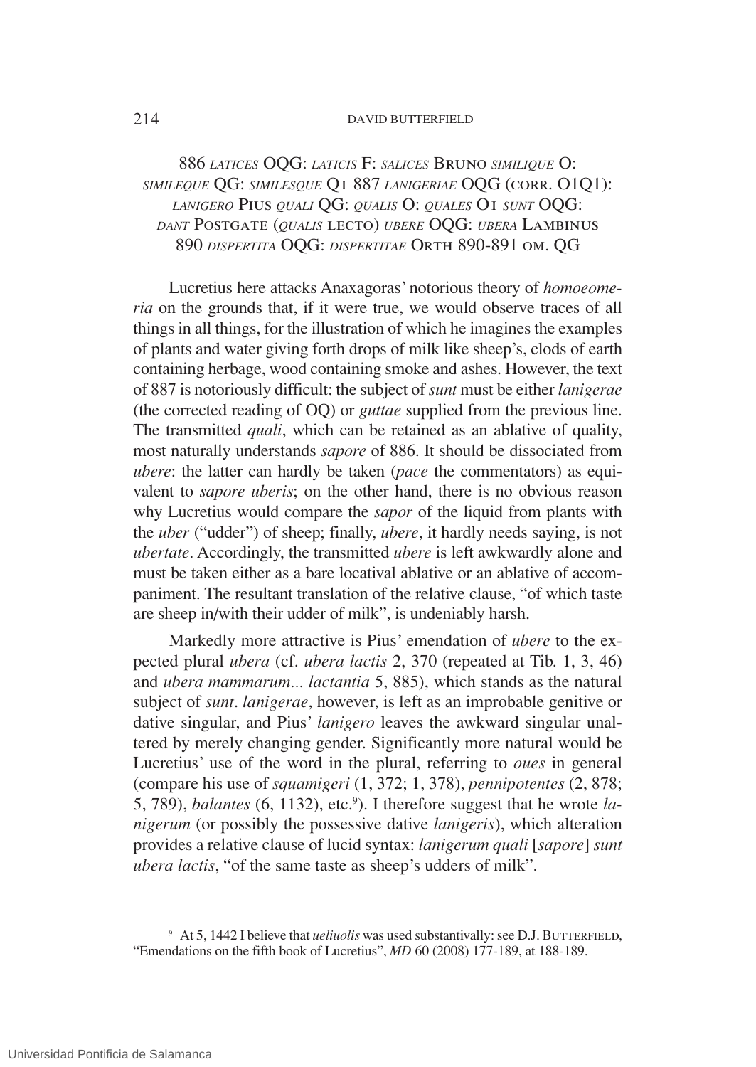886 *latices* OQG: *laticis* F: *salices* Bruno *similique* O: *simileque* QG: *similesque* Q1 887 *lanigeriae* OQG (corr. O1Q1): *lanigero* Pius *quali* QG: *qualis* O: *quales* O1 *sunt* OQG: *dant* Postgate (*qualis* lecto) *ubere* OQG: *ubera* Lambinus 890 *dispertita* OQG: *dispertitae* Orth 890-891 om. QG

Lucretius here attacks Anaxagoras' notorious theory of *homoeomeria* on the grounds that, if it were true, we would observe traces of all things in all things, for the illustration of which he imagines the examples of plants and water giving forth drops of milk like sheep's, clods of earth containing herbage, wood containing smoke and ashes. However, the text of 887 is notoriously difficult: the subject of *sunt* must be either *lanigerae* (the corrected reading of OQ) or *guttae* supplied from the previous line. The transmitted *quali*, which can be retained as an ablative of quality, most naturally understands *sapore* of 886. It should be dissociated from *ubere*: the latter can hardly be taken (*pace* the commentators) as equivalent to *sapore uberis*; on the other hand, there is no obvious reason why Lucretius would compare the *sapor* of the liquid from plants with the *uber* ("udder") of sheep; finally, *ubere*, it hardly needs saying, is not *ubertate*. Accordingly, the transmitted *ubere* is left awkwardly alone and must be taken either as a bare locatival ablative or an ablative of accompaniment. The resultant translation of the relative clause, "of which taste are sheep in/with their udder of milk", is undeniably harsh.

Markedly more attractive is Pius' emendation of *ubere* to the expected plural *ubera* (cf. *ubera lactis* 2, 370 (repeated at Tib. 1, 3, 46) and *ubera mammarum... lactantia* 5, 885), which stands as the natural subject of *sunt*. *lanigerae*, however, is left as an improbable genitive or dative singular, and Pius' *lanigero* leaves the awkward singular unaltered by merely changing gender. Significantly more natural would be Lucretius' use of the word in the plural, referring to *oues* in general (compare his use of *squamigeri* (1, 372; 1, 378), *pennipotentes* (2, 878; 5, 789), *balantes* (6, 1132), etc.[9]). I therefore suggest that he wrote *lanigerum* (or possibly the possessive dative *lanigeris*), which alteration provides a relative clause of lucid syntax: *lanigerum quali* [*sapore*] *sunt ubera lactis*, "of the same taste as sheep's udders of milk".

[9] At 5, 1442 I believe that *ueliuolis* was used substantivally: see D.J. Butterfield, "Emendations on the fifth book of Lucretius", *MD* 60 (2008) 177-189, at 188-189.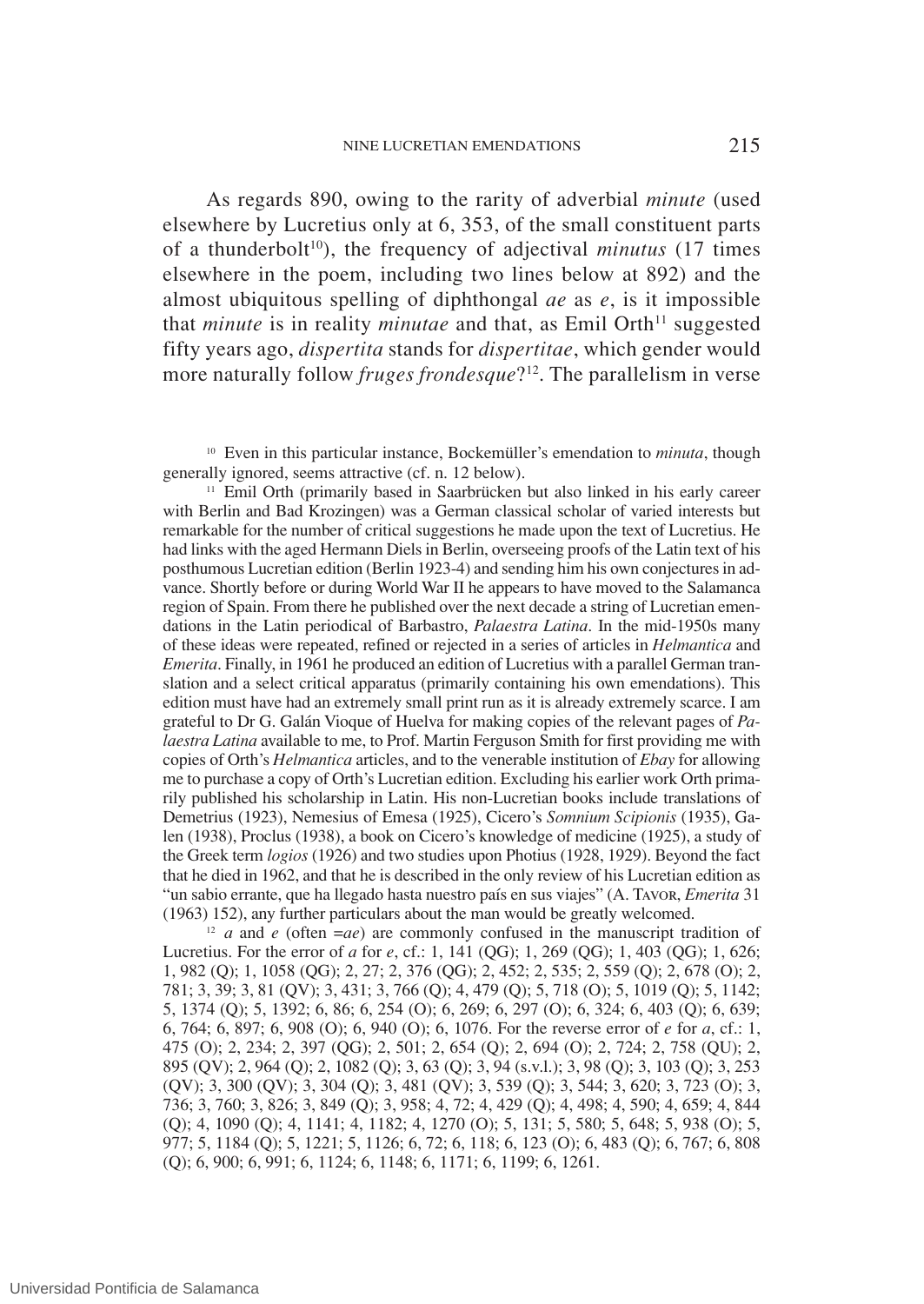As regards 890, owing to the rarity of adverbial *minute* (used elsewhere by Lucretius only at 6, 353, of the small constituent parts of a thunderbolt[10]), the frequency of adjectival *minutus* (17 times elsewhere in the poem, including two lines below at 892) and the almost ubiquitous spelling of diphthongal *ae* as *e*, is it impossible that *minute* is in reality *minutae* and that, as Emil Orth[11] suggested fifty years ago, *dispertita* stands for *dispertitae*, which gender would more naturally follow *fruges frondesque*?[12]. The parallelism in verse

[10] Even in this particular instance, Bockemüller's emendation to *minuta*, though generally ignored, seems attractive (cf. n. 12 below).

[11] Emil Orth (primarily based in Saarbrücken but also linked in his early career with Berlin and Bad Krozingen) was a German classical scholar of varied interests but remarkable for the number of critical suggestions he made upon the text of Lucretius. He had links with the aged Hermann Diels in Berlin, overseeing proofs of the Latin text of his posthumous Lucretian edition (Berlin 1923-4) and sending him his own conjectures in advance. Shortly before or during World War II he appears to have moved to the Salamanca region of Spain. From there he published over the next decade a string of Lucretian emendations in the Latin periodical of Barbastro, *Palaestra Latina*. In the mid-1950s many of these ideas were repeated, refined or rejected in a series of articles in *Helmantica* and *Emerita*. Finally, in 1961 he produced an edition of Lucretius with a parallel German translation and a select critical apparatus (primarily containing his own emendations). This edition must have had an extremely small print run as it is already extremely scarce. I am grateful to Dr G. Galán Vioque of Huelva for making copies of the relevant pages of *Palaestra Latina* available to me, to Prof. Martin Ferguson Smith for first providing me with copies of Orth's *Helmantica* articles, and to the venerable institution of *Ebay* for allowing me to purchase a copy of Orth's Lucretian edition. Excluding his earlier work Orth primarily published his scholarship in Latin. His non-Lucretian books include translations of Demetrius (1923), Nemesius of Emesa (1925), Cicero's *Somnium Scipionis* (1935), Galen (1938), Proclus (1938), a book on Cicero's knowledge of medicine (1925), a study of the Greek term *logios* (1926) and two studies upon Photius (1928, 1929). Beyond the fact that he died in 1962, and that he is described in the only review of his Lucretian edition as "un sabio errante, que ha llegado hasta nuestro país en sus viajes" (A. Tavor, *Emerita* 31 (1963) 152), any further particulars about the man would be greatly welcomed.

[12] *a* and *e* (often =*ae*) are commonly confused in the manuscript tradition of Lucretius. For the error of *a* for *e*, cf.: 1, 141 (QG); 1, 269 (QG); 1, 403 (QG); 1, 626; 1, 982 (Q); 1, 1058 (QG); 2, 27; 2, 376 (QG); 2, 452; 2, 535; 2, 559 (Q); 2, 678 (O); 2, 781; 3, 39; 3, 81 (QV); 3, 431; 3, 766 (Q); 4, 479 (Q); 5, 718 (O); 5, 1019 (Q); 5, 1142; 5, 1374 (Q); 5, 1392; 6, 86; 6, 254 (O); 6, 269; 6, 297 (O); 6, 324; 6, 403 (Q); 6, 639; 6, 764; 6, 897; 6, 908 (O); 6, 940 (O); 6, 1076. For the reverse error of *e* for *a*, cf.: 1, 475 (O); 2, 234; 2, 397 (QG); 2, 501; 2, 654 (Q); 2, 694 (O); 2, 724; 2, 758 (QU); 2, 895 (QV); 2, 964 (Q); 2, 1082 (Q); 3, 63 (Q); 3, 94 (s.v.l.); 3, 98 (Q); 3, 103 (Q); 3, 253 (QV); 3, 300 (QV); 3, 304 (Q); 3, 481 (QV); 3, 539 (Q); 3, 544; 3, 620; 3, 723 (O); 3, 736; 3, 760; 3, 826; 3, 849 (Q); 3, 958; 4, 72; 4, 429 (Q); 4, 498; 4, 590; 4, 659; 4, 844 (Q); 4, 1090 (Q); 4, 1141; 4, 1182; 4, 1270 (O); 5, 131; 5, 580; 5, 648; 5, 938 (O); 5, 977; 5, 1184 (Q); 5, 1221; 5, 1126; 6, 72; 6, 118; 6, 123 (O); 6, 483 (Q); 6, 767; 6, 808 (Q); 6, 900; 6, 991; 6, 1124; 6, 1148; 6, 1171; 6, 1199; 6, 1261.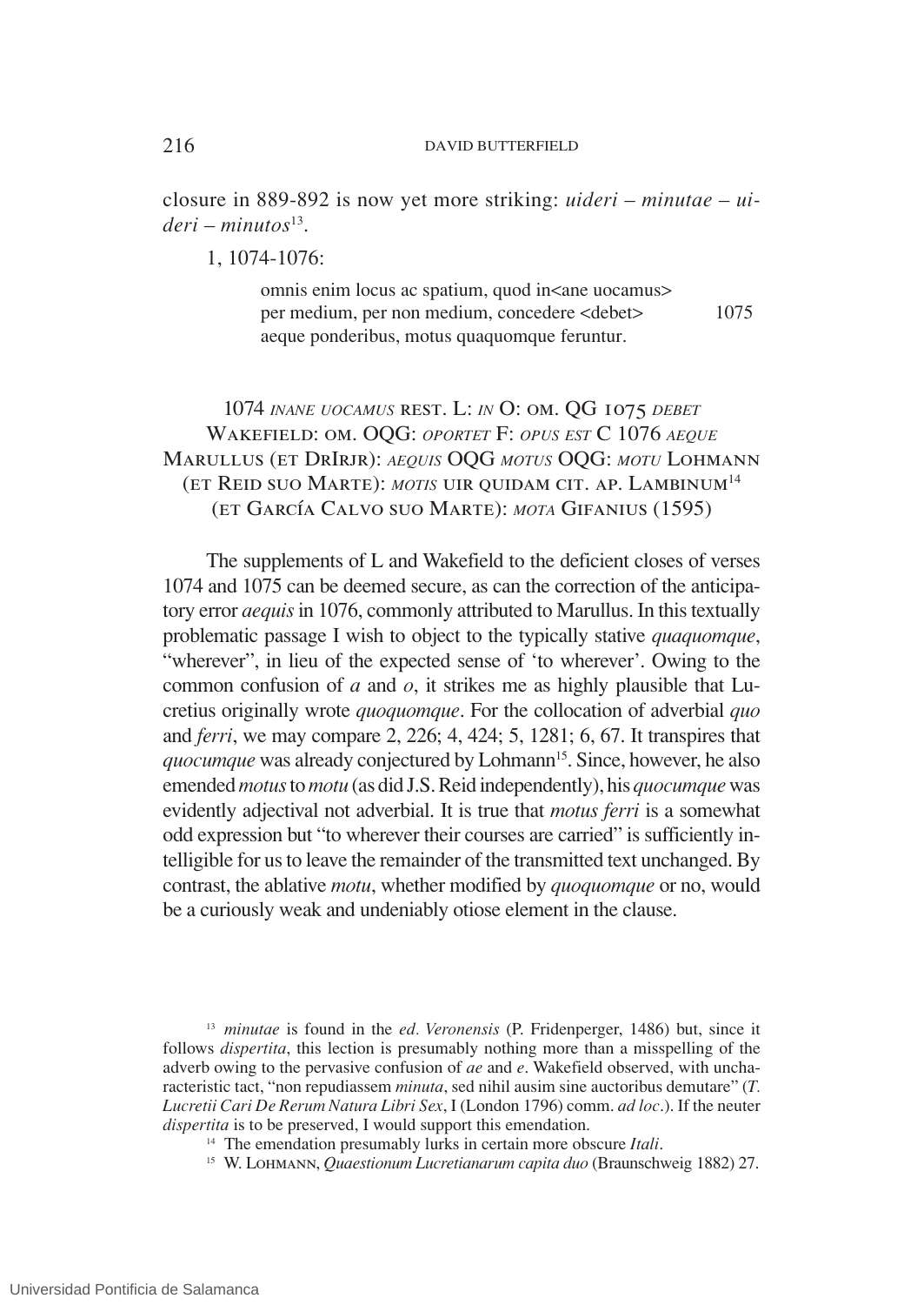closure in 889-892 is now yet more striking: *uideri – minutae – uideri – minutos*[13].

1, 1074-1076:

> omnis enim locus ac spatium, quod in<ane uocamus>
> per medium, per non medium, concedere <debet> 1075
> aeque ponderibus, motus quaquomque feruntur.

1074 *inane uocamus* rest. L: *in* O: om. QG 1075 *debet* Wakefield: om. OQG: *oportet* F: *opus est* C 1076 *aeque* Marullus (et DrIrjr): *aequis* OQG *motus* OQG: *motu* Lohmann (et Reid suo Marte): *motis* uir quidam cit. ap. Lambinum[14] (et García Calvo suo Marte): *mota* Gifanius (1595)

The supplements of L and Wakefield to the deficient closes of verses 1074 and 1075 can be deemed secure, as can the correction of the anticipatory error *aequis* in 1076, commonly attributed to Marullus. In this textually problematic passage I wish to object to the typically stative *quaquomque*, "wherever", in lieu of the expected sense of 'to wherever'. Owing to the common confusion of *a* and *o*, it strikes me as highly plausible that Lucretius originally wrote *quoquomque*. For the collocation of adverbial *quo* and *ferri*, we may compare 2, 226; 4, 424; 5, 1281; 6, 67. It transpires that *quocumque* was already conjectured by Lohmann[15]. Since, however, he also emended *motus* to *motu* (as did J.S. Reid independently), his *quocumque* was evidently adjectival not adverbial. It is true that *motus ferri* is a somewhat odd expression but "to wherever their courses are carried" is sufficiently intelligible for us to leave the remainder of the transmitted text unchanged. By contrast, the ablative *motu*, whether modified by *quoquomque* or no, would be a curiously weak and undeniably otiose element in the clause.

[13] *minutae* is found in the *ed. Veronensis* (P. Fridenperger, 1486) but, since it follows *dispertita*, this lection is presumably nothing more than a misspelling of the adverb owing to the pervasive confusion of *ae* and *e*. Wakefield observed, with uncharacteristic tact, "non repudiassem *minuta*, sed nihil ausim sine auctoribus demutare" (*T. Lucretii Cari De Rerum Natura Libri Sex*, I (London 1796) comm. *ad loc*.). If the neuter *dispertita* is to be preserved, I would support this emendation.

[14] The emendation presumably lurks in certain more obscure *Itali*.

[15] W. Lohmann, *Quaestionum Lucretianarum capita duo* (Braunschweig 1882) 27.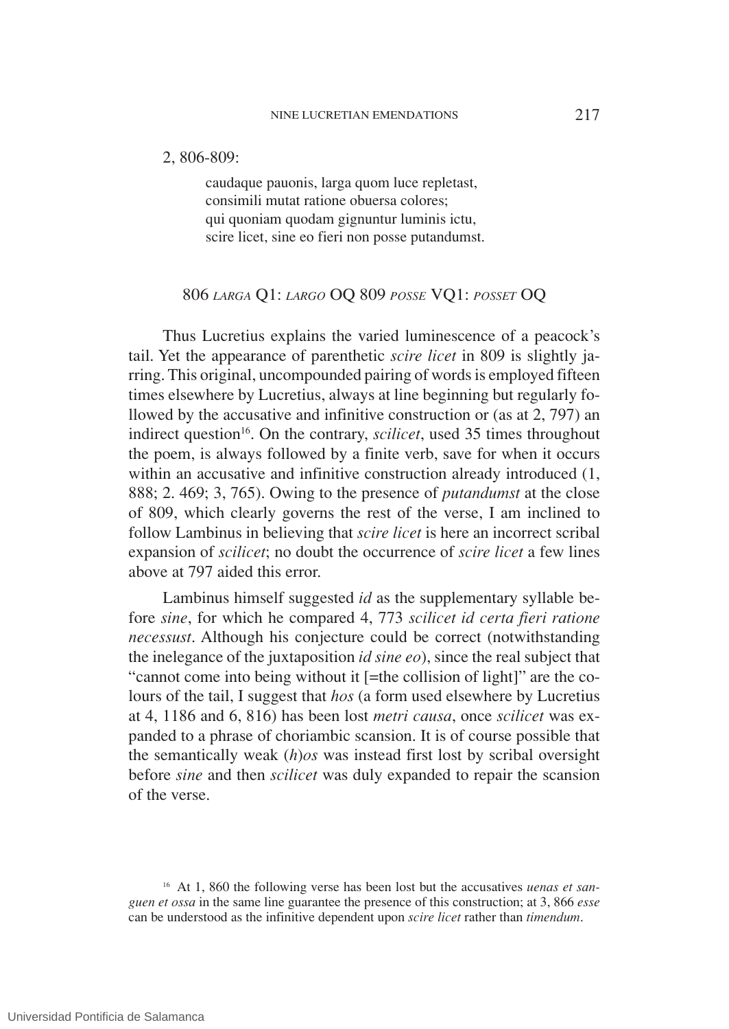2, 806-809:

> caudaque pauonis, larga quom luce repletast,
> consimili mutat ratione obuersa colores;
> qui quoniam quodam gignuntur luminis ictu,
> scire licet, sine eo fieri non posse putandumst.

806 *larga* Q1: *largo* OQ 809 *posse* VQ1: *posset* OQ

Thus Lucretius explains the varied luminescence of a peacock's tail. Yet the appearance of parenthetic *scire licet* in 809 is slightly jarring. This original, uncompounded pairing of words is employed fifteen times elsewhere by Lucretius, always at line beginning but regularly followed by the accusative and infinitive construction or (as at 2, 797) an indirect question[16]. On the contrary, *scilicet*, used 35 times throughout the poem, is always followed by a finite verb, save for when it occurs within an accusative and infinitive construction already introduced (1, 888; 2. 469; 3, 765). Owing to the presence of *putandumst* at the close of 809, which clearly governs the rest of the verse, I am inclined to follow Lambinus in believing that *scire licet* is here an incorrect scribal expansion of *scilicet*; no doubt the occurrence of *scire licet* a few lines above at 797 aided this error.

Lambinus himself suggested *id* as the supplementary syllable before *sine*, for which he compared 4, 773 *scilicet id certa fieri ratione necessust*. Although his conjecture could be correct (notwithstanding the inelegance of the juxtaposition *id sine eo*), since the real subject that "cannot come into being without it [=the collision of light]" are the colours of the tail, I suggest that *hos* (a form used elsewhere by Lucretius at 4, 1186 and 6, 816) has been lost *metri causa*, once *scilicet* was expanded to a phrase of choriambic scansion. It is of course possible that the semantically weak (*h*)*os* was instead first lost by scribal oversight before *sine* and then *scilicet* was duly expanded to repair the scansion of the verse.

[16] At 1, 860 the following verse has been lost but the accusatives *uenas et sanguen et ossa* in the same line guarantee the presence of this construction; at 3, 866 *esse* can be understood as the infinitive dependent upon *scire licet* rather than *timendum*.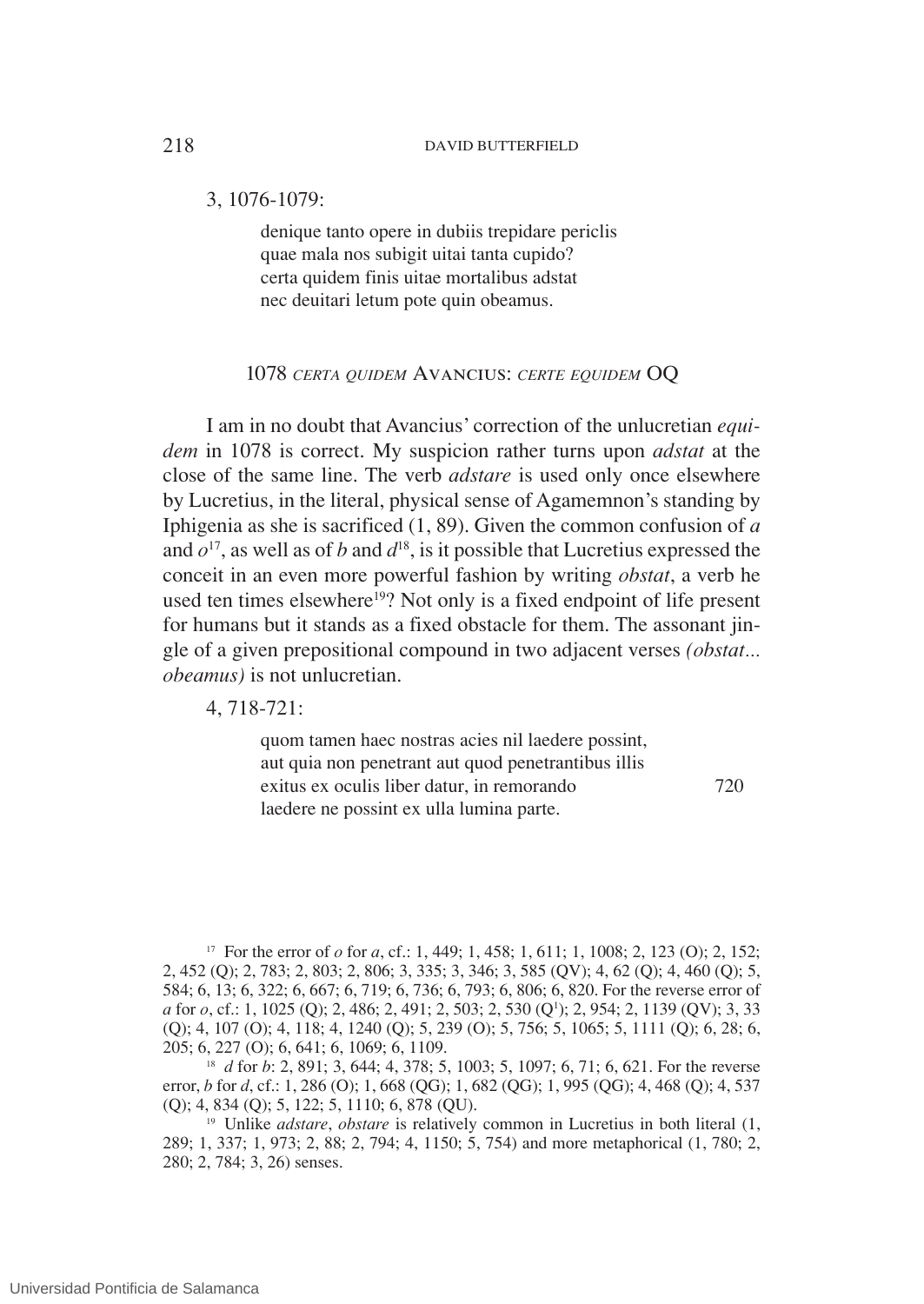3, 1076-1079:

> denique tanto opere in dubiis trepidare periclis
> quae mala nos subigit uitai tanta cupido?
> certa quidem finis uitae mortalibus adstat
> nec deuitari letum pote quin obeamus.

1078 *CERTA QUIDEM* AVANCIUS: *CERTE EQUIDEM* OQ

I am in no doubt that Avancius' correction of the unlucretian *equidem* in 1078 is correct. My suspicion rather turns upon *adstat* at the close of the same line. The verb *adstare* is used only once elsewhere by Lucretius, in the literal, physical sense of Agamemnon's standing by Iphigenia as she is sacrificed (1, 89). Given the common confusion of *a* and *o*[17], as well as of *b* and *d*[18], is it possible that Lucretius expressed the conceit in an even more powerful fashion by writing *obstat*, a verb he used ten times elsewhere[19]? Not only is a fixed endpoint of life present for humans but it stands as a fixed obstacle for them. The assonant jingle of a given prepositional compound in two adjacent verses *(obstat... obeamus)* is not unlucretian.

4, 718-721:

> quom tamen haec nostras acies nil laedere possint,
> aut quia non penetrant aut quod penetrantibus illis
> exitus ex oculis liber datur, in remorando 720
> laedere ne possint ex ulla lumina parte.

[17] For the error of *o* for *a*, cf.: 1, 449; 1, 458; 1, 611; 1, 1008; 2, 123 (O); 2, 152; 2, 452 (Q); 2, 783; 2, 803; 2, 806; 3, 335; 3, 346; 3, 585 (QV); 4, 62 (Q); 4, 460 (Q); 5, 584; 6, 13; 6, 322; 6, 667; 6, 719; 6, 736; 6, 793; 6, 806; 6, 820. For the reverse error of *a* for *o*, cf.: 1, 1025 (Q); 2, 486; 2, 491; 2, 503; 2, 530 (Q[1]); 2, 954; 2, 1139 (QV); 3, 33 (Q); 4, 107 (O); 4, 118; 4, 1240 (Q); 5, 239 (O); 5, 756; 5, 1065; 5, 1111 (Q); 6, 28; 6, 205; 6, 227 (O); 6, 641; 6, 1069; 6, 1109.

[18] *d* for *b*: 2, 891; 3, 644; 4, 378; 5, 1003; 5, 1097; 6, 71; 6, 621. For the reverse error, *b* for *d*, cf.: 1, 286 (O); 1, 668 (QG); 1, 682 (QG); 1, 995 (QG); 4, 468 (Q); 4, 537 (Q); 4, 834 (Q); 5, 122; 5, 1110; 6, 878 (QU).

[19] Unlike *adstare*, *obstare* is relatively common in Lucretius in both literal (1, 289; 1, 337; 1, 973; 2, 88; 2, 794; 4, 1150; 5, 754) and more metaphorical (1, 780; 2, 280; 2, 784; 3, 26) senses.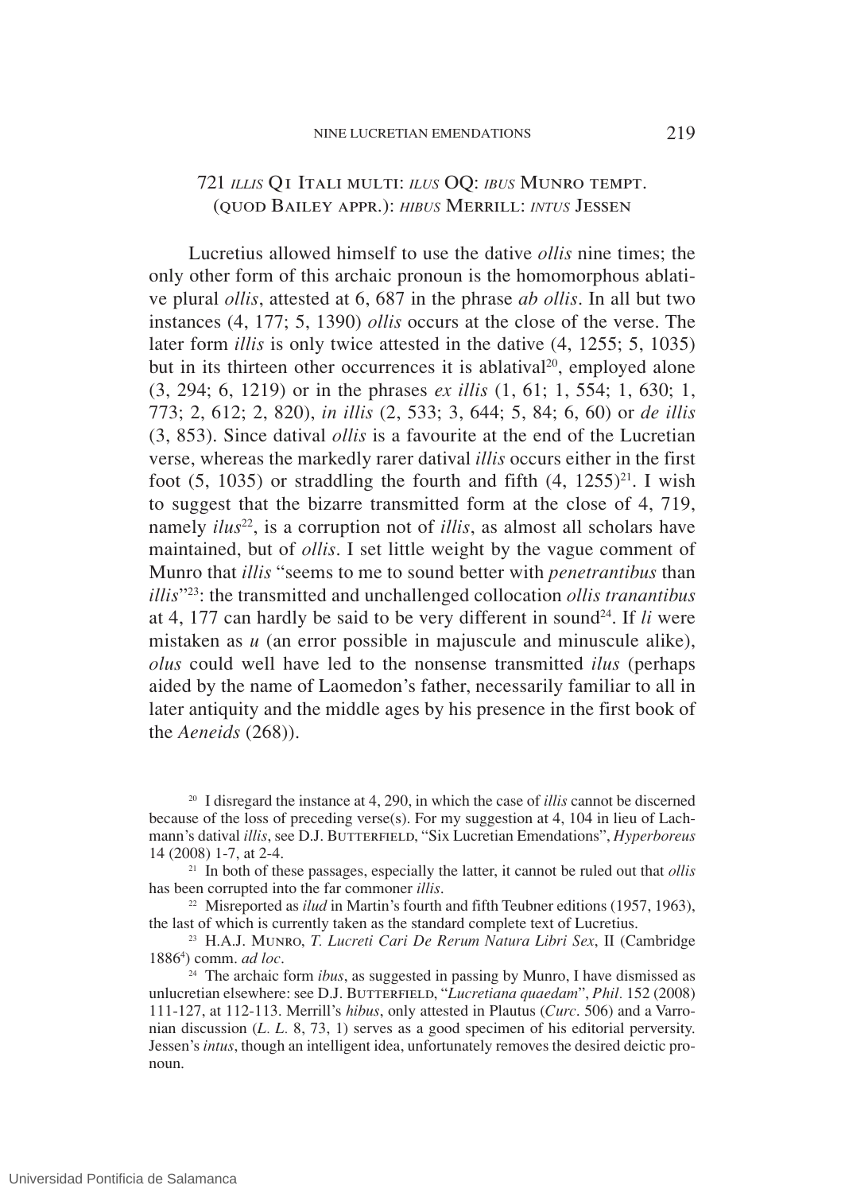721 *illis* Q1 Itali multi: *ilus* OQ: *ibus* Munro tempt. (quod Bailey appr.): *hibus* Merrill: *intus* Jessen

Lucretius allowed himself to use the dative *ollis* nine times; the only other form of this archaic pronoun is the homomorphous ablative plural *ollis*, attested at 6, 687 in the phrase *ab ollis*. In all but two instances (4, 177; 5, 1390) *ollis* occurs at the close of the verse. The later form *illis* is only twice attested in the dative (4, 1255; 5, 1035) but in its thirteen other occurrences it is ablatival[20], employed alone (3, 294; 6, 1219) or in the phrases *ex illis* (1, 61; 1, 554; 1, 630; 1, 773; 2, 612; 2, 820), *in illis* (2, 533; 3, 644; 5, 84; 6, 60) or *de illis* (3, 853). Since datival *ollis* is a favourite at the end of the Lucretian verse, whereas the markedly rarer datival *illis* occurs either in the first foot (5, 1035) or straddling the fourth and fifth (4, 1255)[21]. I wish to suggest that the bizarre transmitted form at the close of 4, 719, namely *ilus*[22], is a corruption not of *illis*, as almost all scholars have maintained, but of *ollis*. I set little weight by the vague comment of Munro that *illis* "seems to me to sound better with *penetrantibus* than *illis*"[23]: the transmitted and unchallenged collocation *ollis tranantibus* at 4, 177 can hardly be said to be very different in sound[24]. If *li* were mistaken as *u* (an error possible in majuscule and minuscule alike), *olus* could well have led to the nonsense transmitted *ilus* (perhaps aided by the name of Laomedon's father, necessarily familiar to all in later antiquity and the middle ages by his presence in the first book of the *Aeneids* (268)).

[20] I disregard the instance at 4, 290, in which the case of *illis* cannot be discerned because of the loss of preceding verse(s). For my suggestion at 4, 104 in lieu of Lachmann's datival *illis*, see D.J. Butterfield, "Six Lucretian Emendations", *Hyperboreus* 14 (2008) 1-7, at 2-4.

[21] In both of these passages, especially the latter, it cannot be ruled out that *ollis* has been corrupted into the far commoner *illis*.

[22] Misreported as *ilud* in Martin's fourth and fifth Teubner editions (1957, 1963), the last of which is currently taken as the standard complete text of Lucretius.

[23] H.A.J. Munro, *T. Lucreti Cari De Rerum Natura Libri Sex*, II (Cambridge 1886[4]) comm. *ad loc*.

[24] The archaic form *ibus*, as suggested in passing by Munro, I have dismissed as unlucretian elsewhere: see D.J. Butterfield, "*Lucretiana quaedam*", *Phil.* 152 (2008) 111-127, at 112-113. Merrill's *hibus*, only attested in Plautus (*Curc*. 506) and a Varronian discussion (*L. L.* 8, 73, 1) serves as a good specimen of his editorial perversity. Jessen's *intus*, though an intelligent idea, unfortunately removes the desired deictic pronoun.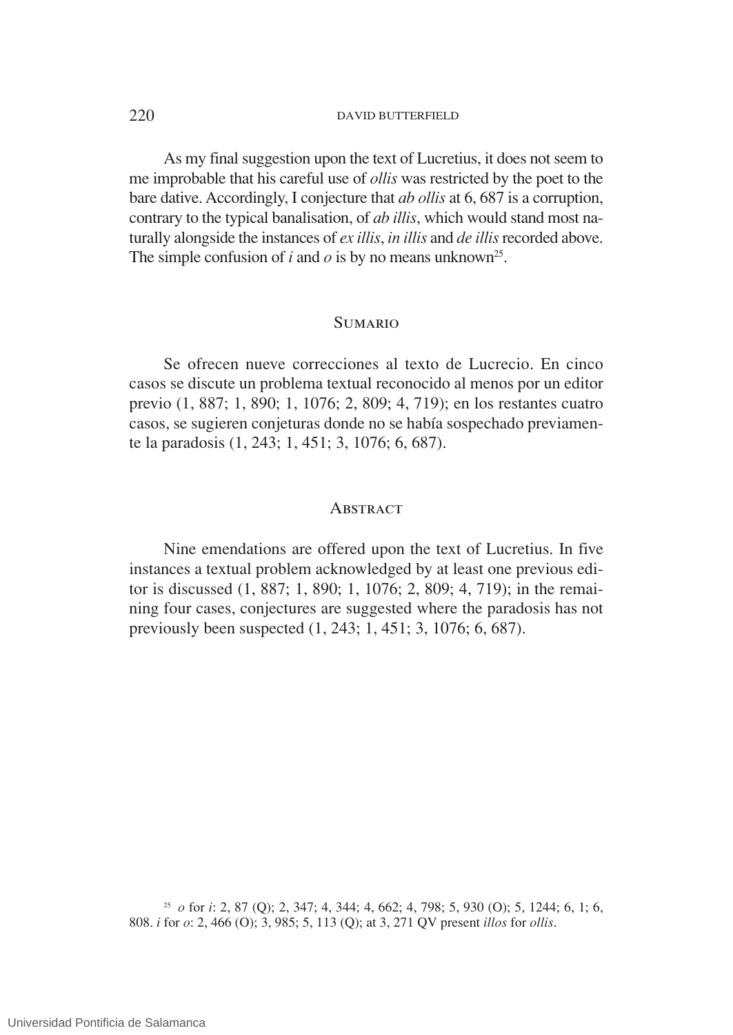As my final suggestion upon the text of Lucretius, it does not seem to me improbable that his careful use of *ollis* was restricted by the poet to the bare dative. Accordingly, I conjecture that *ab ollis* at 6, 687 is a corruption, contrary to the typical banalisation, of *ab illis*, which would stand most naturally alongside the instances of *ex illis*, *in illis* and *de illis* recorded above. The simple confusion of *i* and *o* is by no means unknown[25].

## Sumario

Se ofrecen nueve correcciones al texto de Lucrecio. En cinco casos se discute un problema textual reconocido al menos por un editor previo (1, 887; 1, 890; 1, 1076; 2, 809; 4, 719); en los restantes cuatro casos, se sugieren conjeturas donde no se había sospechado previamente la paradosis (1, 243; 1, 451; 3, 1076; 6, 687).

## Abstract

Nine emendations are offered upon the text of Lucretius. In five instances a textual problem acknowledged by at least one previous editor is discussed (1, 887; 1, 890; 1, 1076; 2, 809; 4, 719); in the remaining four cases, conjectures are suggested where the paradosis has not previously been suspected (1, 243; 1, 451; 3, 1076; 6, 687).

[25] *o* for *i*: 2, 87 (Q); 2, 347; 4, 344; 4, 662; 4, 798; 5, 930 (O); 5, 1244; 6, 1; 6, 808. *i* for *o*: 2, 466 (O); 3, 985; 5, 113 (Q); at 3, 271 QV present *illos* for *ollis*.